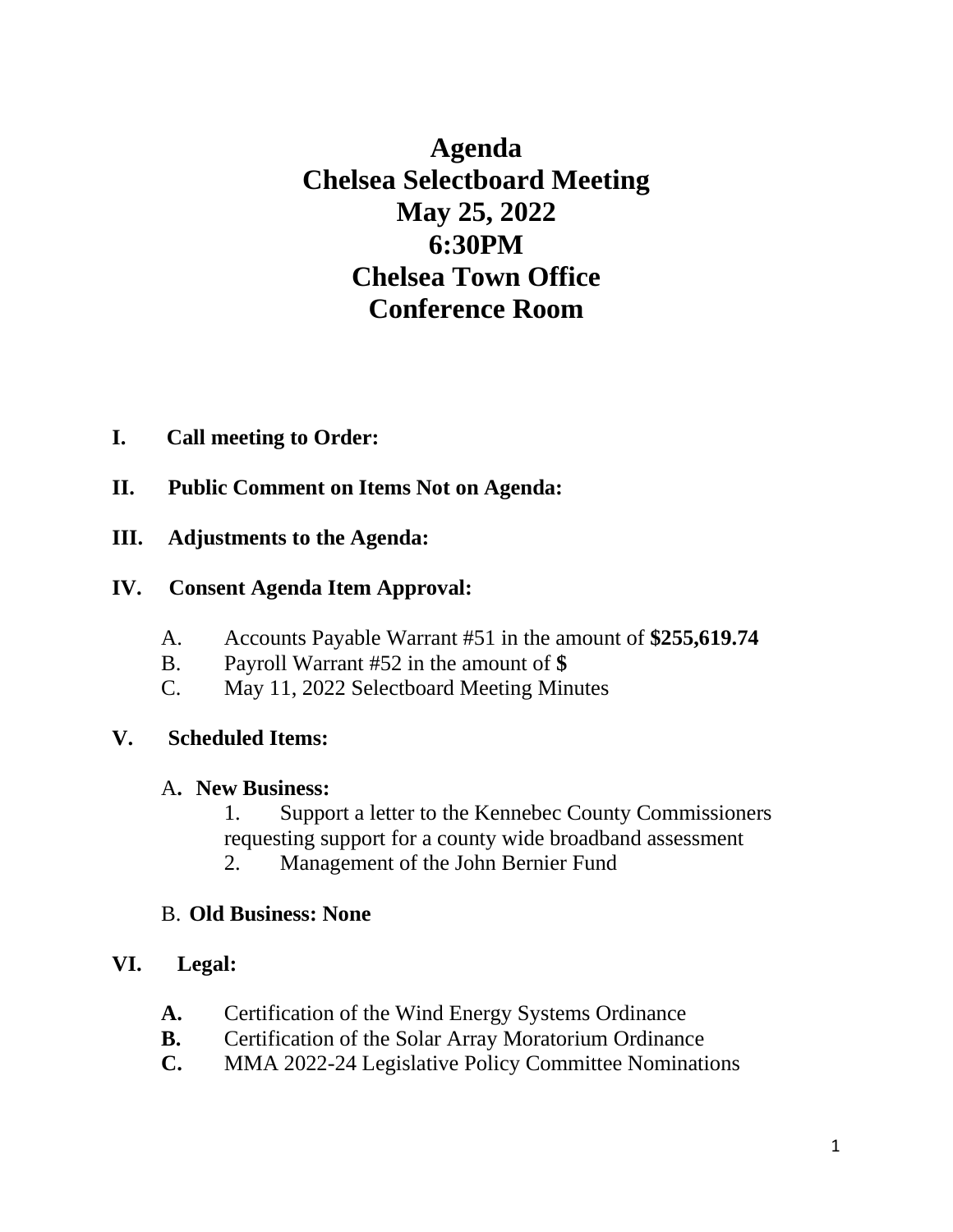# Agenda
# Chelsea Selectboard Meeting
# May 25, 2022
# 6:30PM
# Chelsea Town Office
# Conference Room

**I. Call meeting to Order:**

**II. Public Comment on Items Not on Agenda:**

**III. Adjustments to the Agenda:**

**IV. Consent Agenda Item Approval:**

A. Accounts Payable Warrant #51 in the amount of **$255,619.74**
B. Payroll Warrant #52 in the amount of **$**
C. May 11, 2022 Selectboard Meeting Minutes

**V. Scheduled Items:**

A**. New Business:**

1. Support a letter to the Kennebec County Commissioners requesting support for a county wide broadband assessment
2. Management of the John Bernier Fund

B. **Old Business: None**

**VI. Legal:**

**A.** Certification of the Wind Energy Systems Ordinance
**B.** Certification of the Solar Array Moratorium Ordinance
**C.** MMA 2022-24 Legislative Policy Committee Nominations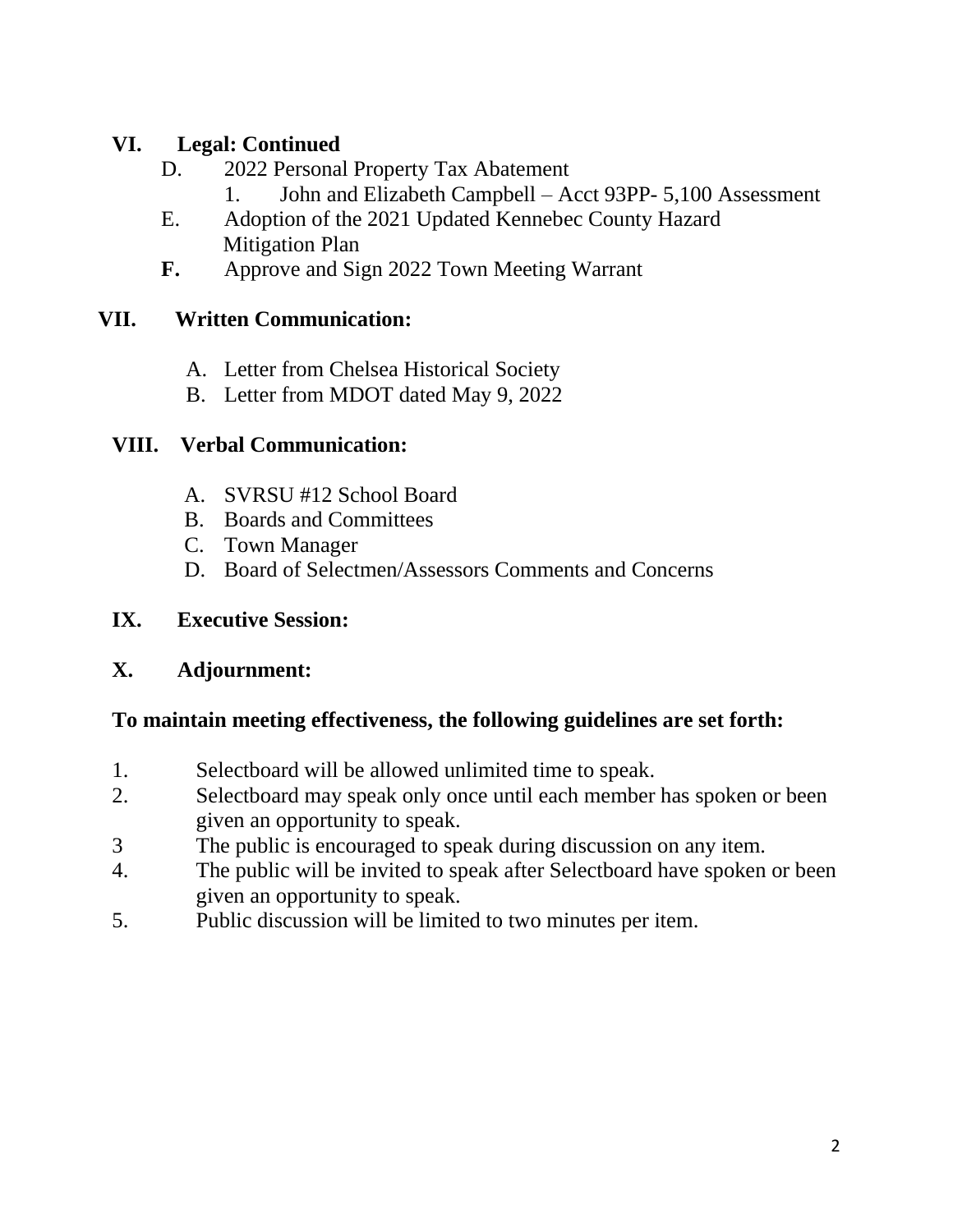## VI. Legal: Continued

D. 2022 Personal Property Tax Abatement

1. John and Elizabeth Campbell – Acct 93PP- 5,100 Assessment

E. Adoption of the 2021 Updated Kennebec County Hazard Mitigation Plan

**F.** Approve and Sign 2022 Town Meeting Warrant

## VII. Written Communication:

A. Letter from Chelsea Historical Society
B. Letter from MDOT dated May 9, 2022

## VIII. Verbal Communication:

A. SVRSU #12 School Board
B. Boards and Committees
C. Town Manager
D. Board of Selectmen/Assessors Comments and Concerns

## IX. Executive Session:

## X. Adjournment:

**To maintain meeting effectiveness, the following guidelines are set forth:**

1. Selectboard will be allowed unlimited time to speak.
2. Selectboard may speak only once until each member has spoken or been given an opportunity to speak.
3 The public is encouraged to speak during discussion on any item.
4. The public will be invited to speak after Selectboard have spoken or been given an opportunity to speak.
5. Public discussion will be limited to two minutes per item.